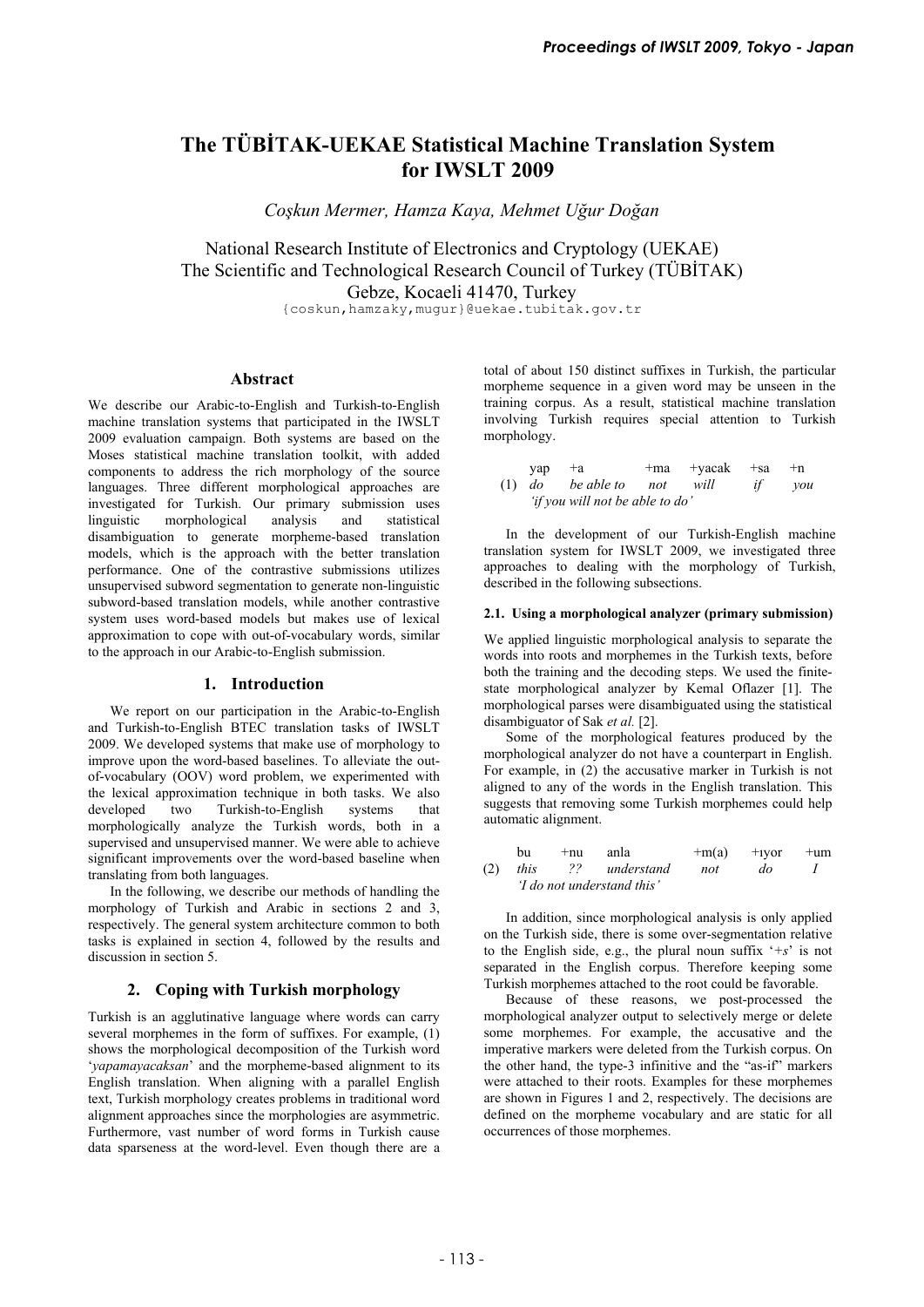# The TÜBİTAK-UEKAE Statistical Machine Translation System for IWSLT 2009

*Coşkun Mermer, Hamza Kaya, Mehmet Uğur Doğan*

National Research Institute of Electronics and Cryptology (UEKAE)
The Scientific and Technological Research Council of Turkey (TÜBİTAK)
Gebze, Kocaeli 41470, Turkey
{coskun,hamzaky,mugur}@uekae.tubitak.gov.tr

## Abstract

We describe our Arabic-to-English and Turkish-to-English machine translation systems that participated in the IWSLT 2009 evaluation campaign. Both systems are based on the Moses statistical machine translation toolkit, with added components to address the rich morphology of the source languages. Three different morphological approaches are investigated for Turkish. Our primary submission uses linguistic morphological analysis and statistical disambiguation to generate morpheme-based translation models, which is the approach with the better translation performance. One of the contrastive submissions utilizes unsupervised subword segmentation to generate non-linguistic subword-based translation models, while another contrastive system uses word-based models but makes use of lexical approximation to cope with out-of-vocabulary words, similar to the approach in our Arabic-to-English submission.

## 1. Introduction

We report on our participation in the Arabic-to-English and Turkish-to-English BTEC translation tasks of IWSLT 2009. We developed systems that make use of morphology to improve upon the word-based baselines. To alleviate the out-of-vocabulary (OOV) word problem, we experimented with the lexical approximation technique in both tasks. We also developed two Turkish-to-English systems that morphologically analyze the Turkish words, both in a supervised and unsupervised manner. We were able to achieve significant improvements over the word-based baseline when translating from both languages.

In the following, we describe our methods of handling the morphology of Turkish and Arabic in sections 2 and 3, respectively. The general system architecture common to both tasks is explained in section 4, followed by the results and discussion in section 5.

## 2. Coping with Turkish morphology

Turkish is an agglutinative language where words can carry several morphemes in the form of suffixes. For example, (1) shows the morphological decomposition of the Turkish word '*yapamayacaksan*' and the morpheme-based alignment to its English translation. When aligning with a parallel English text, Turkish morphology creates problems in traditional word alignment approaches since the morphologies are asymmetric. Furthermore, vast number of word forms in Turkish cause data sparseness at the word-level. Even though there are a total of about 150 distinct suffixes in Turkish, the particular morpheme sequence in a given word may be unseen in the training corpus. As a result, statistical machine translation involving Turkish requires special attention to Turkish morphology.

| | yap | +a | +ma | +yacak | +sa | +n |
|---|---|---|---|---|---|---|
| (1) | *do* | *be able to* | *not* | *will* | *if* | *you* |

*'if you will not be able to do'*

In the development of our Turkish-English machine translation system for IWSLT 2009, we investigated three approaches to dealing with the morphology of Turkish, described in the following subsections.

### 2.1. Using a morphological analyzer (primary submission)

We applied linguistic morphological analysis to separate the words into roots and morphemes in the Turkish texts, before both the training and the decoding steps. We used the finite-state morphological analyzer by Kemal Oflazer [1]. The morphological parses were disambiguated using the statistical disambiguator of Sak *et al.* [2].

Some of the morphological features produced by the morphological analyzer do not have a counterpart in English. For example, in (2) the accusative marker in Turkish is not aligned to any of the words in the English translation. This suggests that removing some Turkish morphemes could help automatic alignment.

| | bu | +nu | anla | +m(a) | +ıyor | +um |
|---|---|---|---|---|---|---|
| (2) | *this* | *??* | *understand* | *not* | *do* | *I* |

*'I do not understand this'*

In addition, since morphological analysis is only applied on the Turkish side, there is some over-segmentation relative to the English side, e.g., the plural noun suffix '*+s*' is not separated in the English corpus. Therefore keeping some Turkish morphemes attached to the root could be favorable.

Because of these reasons, we post-processed the morphological analyzer output to selectively merge or delete some morphemes. For example, the accusative and the imperative markers were deleted from the Turkish corpus. On the other hand, the type-3 infinitive and the "as-if" markers were attached to their roots. Examples for these morphemes are shown in Figures 1 and 2, respectively. The decisions are defined on the morpheme vocabulary and are static for all occurrences of those morphemes.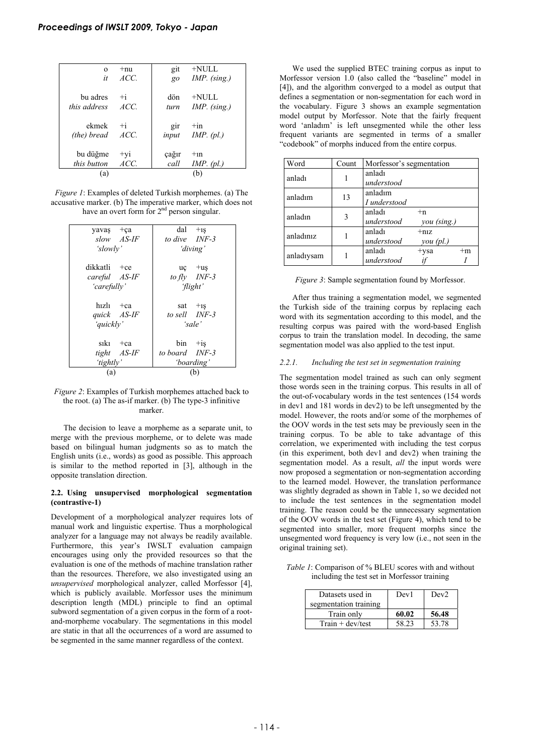| o | +nu | git | +NULL |
|---|---|---|---|
| *it* | *ACC.* | *go* | *IMP. (sing.)* |
| bu adres | +i | dön | +NULL |
| *this address* | *ACC.* | *turn* | *IMP. (sing.)* |
| ekmek | +i | gir | +in |
| *(the) bread* | *ACC.* | *input* | *IMP. (pl.)* |
| bu düğme | +yi | çağır | +ın |
| *this button* | *ACC.* | *call* | *IMP. (pl.)* |
| (a) | | (b) | |

*Figure 1*: Examples of deleted Turkish morphemes. (a) The accusative marker. (b) The imperative marker, which does not have an overt form for 2nd person singular.

| yavaş | +ça | dal | +ış |
|---|---|---|---|
| *slow* | *AS-IF* | *to dive* | *INF-3* |
| *'slowly'* | | *'diving'* | |
| dikkatli | +ce | uç | +uş |
| *careful* | *AS-IF* | *to fly* | *INF-3* |
| *'carefully'* | | *'flight'* | |
| hızlı | +ca | sat | +ış |
| *quick* | *AS-IF* | *to sell* | *INF-3* |
| *'quickly'* | | *'sale'* | |
| sıkı | +ca | bin | +iş |
| *tight* | *AS-IF* | *to board* | *INF-3* |
| *'tightly'* | | *'boarding'* | |
| (a) | | (b) | |

*Figure 2*: Examples of Turkish morphemes attached back to the root. (a) The as-if marker. (b) The type-3 infinitive marker.

The decision to leave a morpheme as a separate unit, to merge with the previous morpheme, or to delete was made based on bilingual human judgments so as to match the English units (i.e., words) as good as possible. This approach is similar to the method reported in [3], although in the opposite translation direction.

### 2.2. Using unsupervised morphological segmentation (contrastive-1)

Development of a morphological analyzer requires lots of manual work and linguistic expertise. Thus a morphological analyzer for a language may not always be readily available. Furthermore, this year's IWSLT evaluation campaign encourages using only the provided resources so that the evaluation is one of the methods of machine translation rather than the resources. Therefore, we also investigated using an *unsupervised* morphological analyzer, called Morfessor [4], which is publicly available. Morfessor uses the minimum description length (MDL) principle to find an optimal subword segmentation of a given corpus in the form of a root-and-morpheme vocabulary. The segmentations in this model are static in that all the occurrences of a word are assumed to be segmented in the same manner regardless of the context.

We used the supplied BTEC training corpus as input to Morfessor version 1.0 (also called the "baseline" model in [4]), and the algorithm converged to a model as output that defines a segmentation or non-segmentation for each word in the vocabulary. Figure 3 shows an example segmentation model output by Morfessor. Note that the fairly frequent word 'anladım' is left unsegmented while the other less frequent variants are segmented in terms of a smaller "codebook" of morphs induced from the entire corpus.

| Word | Count | Morfessor's segmentation | | |
|---|---|---|---|---|
| anladı | 1 | anladı *understood* | | |
| anladım | 13 | anladım *I understood* | | |
| anladın | 3 | anladı *understood* | +n *you (sing.)* | |
| anladınız | 1 | anladı *understood* | +nız *you (pl.)* | |
| anladıysam | 1 | anladı *understood* | +ysa *if* | +m *I* |

*Figure 3*: Sample segmentation found by Morfessor.

After thus training a segmentation model, we segmented the Turkish side of the training corpus by replacing each word with its segmentation according to this model, and the resulting corpus was paired with the word-based English corpus to train the translation model. In decoding, the same segmentation model was also applied to the test input.

#### 2.2.1. Including the test set in segmentation training

The segmentation model trained as such can only segment those words seen in the training corpus. This results in all of the out-of-vocabulary words in the test sentences (154 words in dev1 and 181 words in dev2) to be left unsegmented by the model. However, the roots and/or some of the morphemes of the OOV words in the test sets may be previously seen in the training corpus. To be able to take advantage of this correlation, we experimented with including the test corpus (in this experiment, both dev1 and dev2) when training the segmentation model. As a result, *all* the input words were now proposed a segmentation or non-segmentation according to the learned model. However, the translation performance was slightly degraded as shown in Table 1, so we decided not to include the test sentences in the segmentation model training. The reason could be the unnecessary segmentation of the OOV words in the test set (Figure 4), which tend to be segmented into smaller, more frequent morphs since the unsegmented word frequency is very low (i.e., not seen in the original training set).

*Table 1*: Comparison of % BLEU scores with and without including the test set in Morfessor training

| Datasets used in segmentation training | Dev1 | Dev2 |
|---|---|---|
| Train only | **60.02** | **56.48** |
| Train + dev/test | 58.23 | 53.78 |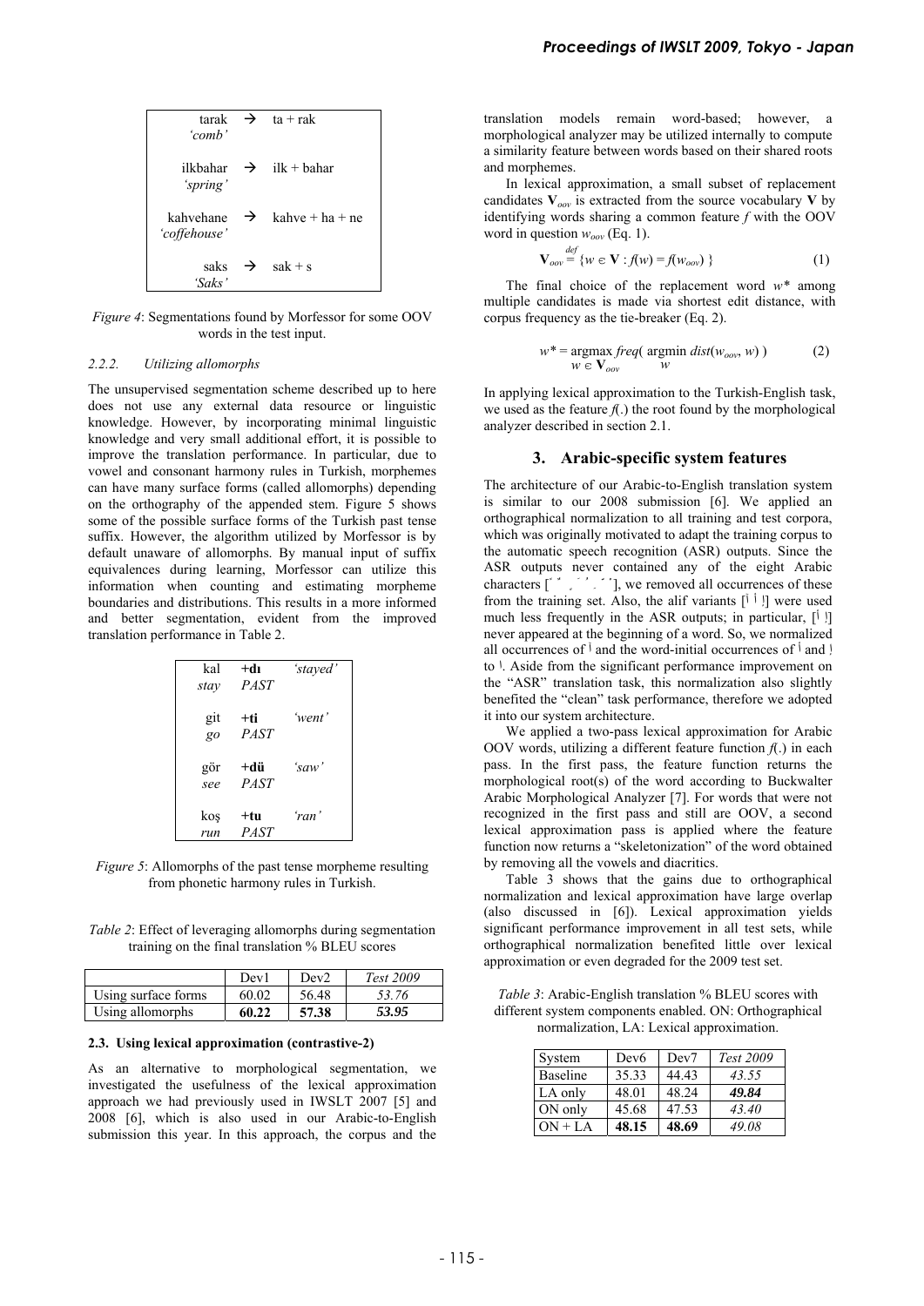| | | |
|---|---|---|
| tarak *'comb'* | → | ta + rak |
| ilkbahar *'spring'* | → | ilk + bahar |
| kahvehane *'coffehouse'* | → | kahve + ha + ne |
| saks *'Saks'* | → | sak + s |

*Figure 4*: Segmentations found by Morfessor for some OOV words in the test input.

#### 2.2.2. Utilizing allomorphs

The unsupervised segmentation scheme described up to here does not use any external data resource or linguistic knowledge. However, by incorporating minimal linguistic knowledge and very small additional effort, it is possible to improve the translation performance. In particular, due to vowel and consonant harmony rules in Turkish, morphemes can have many surface forms (called allomorphs) depending on the orthography of the appended stem. Figure 5 shows some of the possible surface forms of the Turkish past tense suffix. However, the algorithm utilized by Morfessor is by default unaware of allomorphs. By manual input of suffix equivalences during learning, Morfessor can utilize this information when counting and estimating morpheme boundaries and distributions. This results in a more informed and better segmentation, evident from the improved translation performance in Table 2.

| | | |
|---|---|---|
| kal *stay* | **+dı** *PAST* | *'stayed'* |
| git *go* | **+ti** *PAST* | *'went'* |
| gör *see* | **+dü** *PAST* | *'saw'* |
| koş *run* | **+tu** *PAST* | *'ran'* |

*Figure 5*: Allomorphs of the past tense morpheme resulting from phonetic harmony rules in Turkish.

*Table 2*: Effect of leveraging allomorphs during segmentation training on the final translation % BLEU scores

| | Dev1 | Dev2 | *Test 2009* |
|---|---|---|---|
| Using surface forms | 60.02 | 56.48 | *53.76* |
| Using allomorphs | **60.22** | **57.38** | ***53.95*** |

### 2.3. Using lexical approximation (contrastive-2)

As an alternative to morphological segmentation, we investigated the usefulness of the lexical approximation approach we had previously used in IWSLT 2007 [5] and 2008 [6], which is also used in our Arabic-to-English submission this year. In this approach, the corpus and the translation models remain word-based; however, a morphological analyzer may be utilized internally to compute a similarity feature between words based on their shared roots and morphemes.

In lexical approximation, a small subset of replacement candidates $\mathbf{V}_{oov}$ is extracted from the source vocabulary $\mathbf{V}$ by identifying words sharing a common feature $f$ with the OOV word in question $w_{oov}$ (Eq. 1).

$$\mathbf{V}_{oov} \stackrel{def}{=} \{ w \in \mathbf{V} : f(w) = f(w_{oov}) \} \qquad (1)$$

The final choice of the replacement word $w^*$ among multiple candidates is made via shortest edit distance, with corpus frequency as the tie-breaker (Eq. 2).

$$w^* = \underset{w \in \mathbf{V}_{oov}}{\operatorname{argmax}}\, freq( \underset{w}{\operatorname{argmin}}\, dist(w_{oov}, w) ) \qquad (2)$$

In applying lexical approximation to the Turkish-English task, we used as the feature $f(.)$ the root found by the morphological analyzer described in section 2.1.

## 3. Arabic-specific system features

The architecture of our Arabic-to-English translation system is similar to our 2008 submission [6]. We applied an orthographical normalization to all training and test corpora, which was originally motivated to adapt the training corpus to the automatic speech recognition (ASR) outputs. Since the ASR outputs never contained any of the eight Arabic characters [ ً ٌ ٍ َ ُ ِ ّ ْ ], we removed all occurrences of these from the training set. Also, the alif variants [آ أ إ] were used much less frequently in the ASR outputs; in particular, [آ] never appeared at the beginning of a word. So, we normalized all occurrences of آ and the word-initial occurrences of أ and إ to ا. Aside from the significant performance improvement on the "ASR" translation task, this normalization also slightly benefited the "clean" task performance, therefore we adopted it into our system architecture.

We applied a two-pass lexical approximation for Arabic OOV words, utilizing a different feature function $f(.)$ in each pass. In the first pass, the feature function returns the morphological root(s) of the word according to Buckwalter Arabic Morphological Analyzer [7]. For words that were not recognized in the first pass and still are OOV, a second lexical approximation pass is applied where the feature function now returns a "skeletonization" of the word obtained by removing all the vowels and diacritics.

Table 3 shows that the gains due to orthographical normalization and lexical approximation have large overlap (also discussed in [6]). Lexical approximation yields significant performance improvement in all test sets, while orthographical normalization benefited little over lexical approximation or even degraded for the 2009 test set.

*Table 3*: Arabic-English translation % BLEU scores with different system components enabled. ON: Orthographical normalization, LA: Lexical approximation.

| System | Dev6 | Dev7 | *Test 2009* |
|---|---|---|---|
| Baseline | 35.33 | 44.43 | *43.55* |
| LA only | 48.01 | 48.24 | ***49.84*** |
| ON only | 45.68 | 47.53 | *43.40* |
| ON + LA | **48.15** | **48.69** | *49.08* |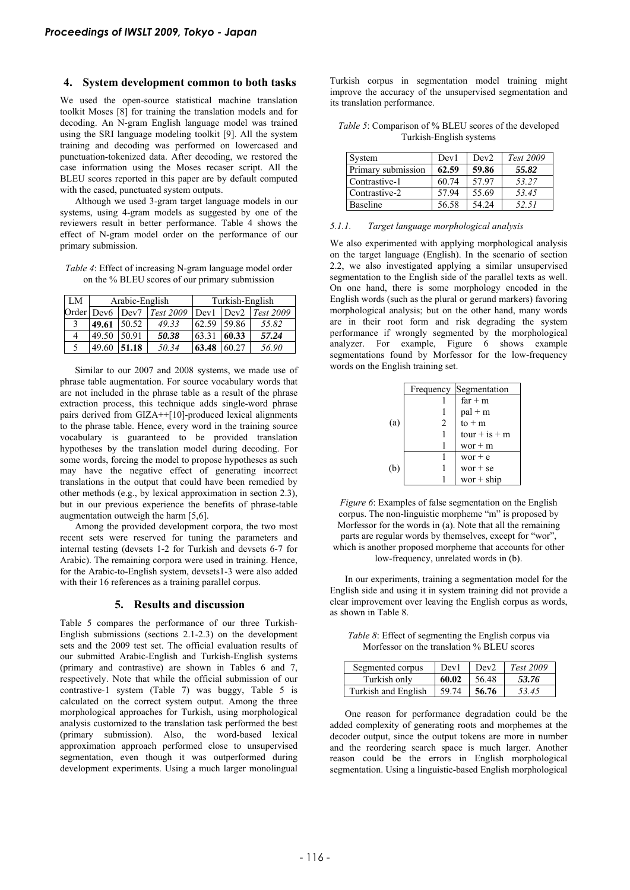## 4. System development common to both tasks

We used the open-source statistical machine translation toolkit Moses [8] for training the translation models and for decoding. An N-gram English language model was trained using the SRI language modeling toolkit [9]. All the system training and decoding was performed on lowercased and punctuation-tokenized data. After decoding, we restored the case information using the Moses recaser script. All the BLEU scores reported in this paper are by default computed with the cased, punctuated system outputs.

Although we used 3-gram target language models in our systems, using 4-gram models as suggested by one of the reviewers result in better performance. Table 4 shows the effect of N-gram model order on the performance of our primary submission.

*Table 4*: Effect of increasing N-gram language model order on the % BLEU scores of our primary submission

| LM Order | Arabic-English | | | Turkish-English | | |
|---|---|---|---|---|---|---|
| | Dev6 | Dev7 | *Test 2009* | Dev1 | Dev2 | *Test 2009* |
| 3 | **49.61** | 50.52 | *49.33* | 62.59 | 59.86 | *55.82* |
| 4 | 49.50 | 50.91 | ***50.38*** | 63.31 | **60.33** | ***57.24*** |
| 5 | 49.60 | **51.18** | *50.34* | **63.48** | 60.27 | *56.90* |

Similar to our 2007 and 2008 systems, we made use of phrase table augmentation. For source vocabulary words that are not included in the phrase table as a result of the phrase extraction process, this technique adds single-word phrase pairs derived from GIZA++[10]-produced lexical alignments to the phrase table. Hence, every word in the training source vocabulary is guaranteed to be provided translation hypotheses by the translation model during decoding. For some words, forcing the model to propose hypotheses as such may have the negative effect of generating incorrect translations in the output that could have been remedied by other methods (e.g., by lexical approximation in section 2.3), but in our previous experience the benefits of phrase-table augmentation outweigh the harm [5,6].

Among the provided development corpora, the two most recent sets were reserved for tuning the parameters and internal testing (devsets 1-2 for Turkish and devsets 6-7 for Arabic). The remaining corpora were used in training. Hence, for the Arabic-to-English system, devsets1-3 were also added with their 16 references as a training parallel corpus.

## 5. Results and discussion

Table 5 compares the performance of our three Turkish-English submissions (sections 2.1-2.3) on the development sets and the 2009 test set. The official evaluation results of our submitted Arabic-English and Turkish-English systems (primary and contrastive) are shown in Tables 6 and 7, respectively. Note that while the official submission of our contrastive-1 system (Table 7) was buggy, Table 5 is calculated on the correct system output. Among the three morphological approaches for Turkish, using morphological analysis customized to the translation task performed the best (primary submission). Also, the word-based lexical approximation approach performed close to unsupervised segmentation, even though it was outperformed during development experiments. Using a much larger monolingual Turkish corpus in segmentation model training might improve the accuracy of the unsupervised segmentation and its translation performance.

*Table 5*: Comparison of % BLEU scores of the developed Turkish-English systems

| System | Dev1 | Dev2 | *Test 2009* |
|---|---|---|---|
| Primary submission | **62.59** | **59.86** | ***55.82*** |
| Contrastive-1 | 60.74 | 57.97 | *53.27* |
| Contrastive-2 | 57.94 | 55.69 | *53.45* |
| Baseline | 56.58 | 54.24 | *52.51* |

#### 5.1.1. Target language morphological analysis

We also experimented with applying morphological analysis on the target language (English). In the scenario of section 2.2, we also investigated applying a similar unsupervised segmentation to the English side of the parallel texts as well. On one hand, there is some morphology encoded in the English words (such as the plural or gerund markers) favoring morphological analysis; but on the other hand, many words are in their root form and risk degrading the system performance if wrongly segmented by the morphological analyzer. For example, Figure 6 shows example segmentations found by Morfessor for the low-frequency words on the English training set.

| | Frequency | Segmentation |
|---|---|---|
| (a) | 1 | far + m |
| | 1 | pal + m |
| | 2 | to + m |
| | 1 | tour + is + m |
| | 1 | wor + m |
| (b) | 1 | wor + e |
| | 1 | wor + se |
| | 1 | wor + ship |

*Figure 6*: Examples of false segmentation on the English corpus. The non-linguistic morpheme "m" is proposed by Morfessor for the words in (a). Note that all the remaining parts are regular words by themselves, except for "wor", which is another proposed morpheme that accounts for other low-frequency, unrelated words in (b).

In our experiments, training a segmentation model for the English side and using it in system training did not provide a clear improvement over leaving the English corpus as words, as shown in Table 8.

*Table 8*: Effect of segmenting the English corpus via Morfessor on the translation % BLEU scores

| Segmented corpus | Dev1 | Dev2 | *Test 2009* |
|---|---|---|---|
| Turkish only | **60.02** | 56.48 | ***53.76*** |
| Turkish and English | 59.74 | **56.76** | *53.45* |

One reason for performance degradation could be the added complexity of generating roots and morphemes at the decoder output, since the output tokens are more in number and the reordering search space is much larger. Another reason could be the errors in English morphological segmentation. Using a linguistic-based English morphological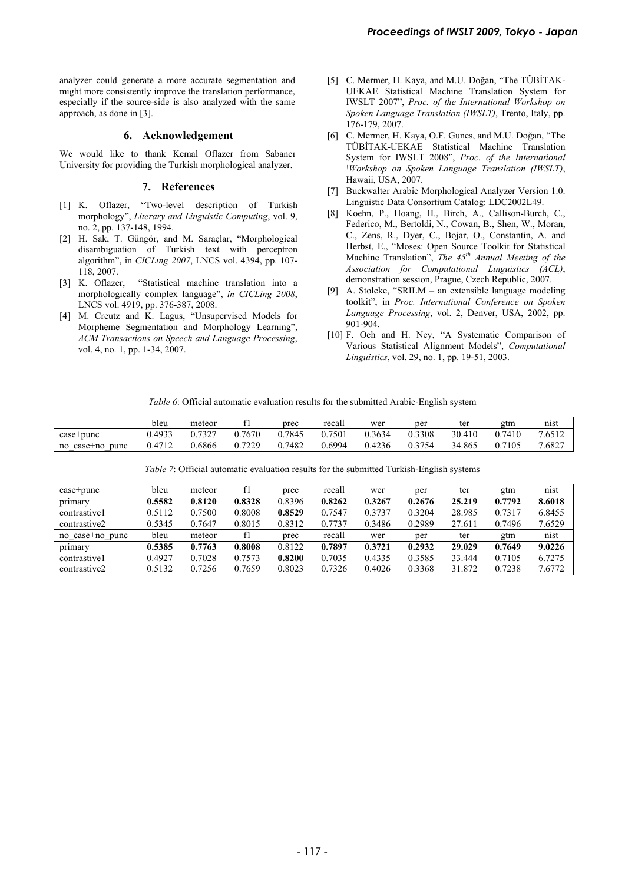analyzer could generate a more accurate segmentation and might more consistently improve the translation performance, especially if the source-side is also analyzed with the same approach, as done in [3].

## 6. Acknowledgement

We would like to thank Kemal Oflazer from Sabancı University for providing the Turkish morphological analyzer.

## 7. References

[1] K. Oflazer, "Two-level description of Turkish morphology", *Literary and Linguistic Computing*, vol. 9, no. 2, pp. 137-148, 1994.

[2] H. Sak, T. Güngör, and M. Saraçlar, "Morphological disambiguation of Turkish text with perceptron algorithm", in *CICLing 2007*, LNCS vol. 4394, pp. 107-118, 2007.

[3] K. Oflazer, "Statistical machine translation into a morphologically complex language", *in CICLing 2008*, LNCS vol. 4919, pp. 376-387, 2008.

[4] M. Creutz and K. Lagus, "Unsupervised Models for Morpheme Segmentation and Morphology Learning", *ACM Transactions on Speech and Language Processing*, vol. 4, no. 1, pp. 1-34, 2007.

[5] C. Mermer, H. Kaya, and M.U. Doğan, "The TÜBİTAK-UEKAE Statistical Machine Translation System for IWSLT 2007", *Proc. of the International Workshop on Spoken Language Translation (IWSLT)*, Trento, Italy, pp. 176-179, 2007.

[6] C. Mermer, H. Kaya, O.F. Gunes, and M.U. Doğan, "The TÜBİTAK-UEKAE Statistical Machine Translation System for IWSLT 2008", *Proc. of the International \Workshop on Spoken Language Translation (IWSLT)*, Hawaii, USA, 2007.

[7] Buckwalter Arabic Morphological Analyzer Version 1.0. Linguistic Data Consortium Catalog: LDC2002L49.

[8] Koehn, P., Hoang, H., Birch, A., Callison-Burch, C., Federico, M., Bertoldi, N., Cowan, B., Shen, W., Moran, C., Zens, R., Dyer, C., Bojar, O., Constantin, A. and Herbst, E., "Moses: Open Source Toolkit for Statistical Machine Translation", *The 45th Annual Meeting of the Association for Computational Linguistics (ACL)*, demonstration session, Prague, Czech Republic, 2007.

[9] A. Stolcke, "SRILM – an extensible language modeling toolkit", in *Proc. International Conference on Spoken Language Processing*, vol. 2, Denver, USA, 2002, pp. 901-904.

[10] F. Och and H. Ney, "A Systematic Comparison of Various Statistical Alignment Models", *Computational Linguistics*, vol. 29, no. 1, pp. 19-51, 2003.

*Table 6*: Official automatic evaluation results for the submitted Arabic-English system

| | bleu | meteor | f1 | prec | recall | wer | per | ter | gtm | nist |
|---|---|---|---|---|---|---|---|---|---|---|
| case+punc | 0.4933 | 0.7327 | 0.7670 | 0.7845 | 0.7501 | 0.3634 | 0.3308 | 30.410 | 0.7410 | 7.6512 |
| no_case+no_punc | 0.4712 | 0.6866 | 0.7229 | 0.7482 | 0.6994 | 0.4236 | 0.3754 | 34.865 | 0.7105 | 7.6827 |

*Table 7*: Official automatic evaluation results for the submitted Turkish-English systems

| case+punc | bleu | meteor | f1 | prec | recall | wer | per | ter | gtm | nist |
|---|---|---|---|---|---|---|---|---|---|---|
| primary | **0.5582** | **0.8120** | **0.8328** | 0.8396 | **0.8262** | **0.3267** | **0.2676** | **25.219** | **0.7792** | **8.6018** |
| contrastive1 | 0.5112 | 0.7500 | 0.8008 | **0.8529** | 0.7547 | 0.3737 | 0.3204 | 28.985 | 0.7317 | 6.8455 |
| contrastive2 | 0.5345 | 0.7647 | 0.8015 | 0.8312 | 0.7737 | 0.3486 | 0.2989 | 27.611 | 0.7496 | 7.6529 |
| no_case+no_punc | bleu | meteor | f1 | prec | recall | wer | per | ter | gtm | nist |
| primary | **0.5385** | **0.7763** | **0.8008** | 0.8122 | **0.7897** | **0.3721** | **0.2932** | **29.029** | **0.7649** | **9.0226** |
| contrastive1 | 0.4927 | 0.7028 | 0.7573 | **0.8200** | 0.7035 | 0.4335 | 0.3585 | 33.444 | 0.7105 | 6.7275 |
| contrastive2 | 0.5132 | 0.7256 | 0.7659 | 0.8023 | 0.7326 | 0.4026 | 0.3368 | 31.872 | 0.7238 | 7.6772 |